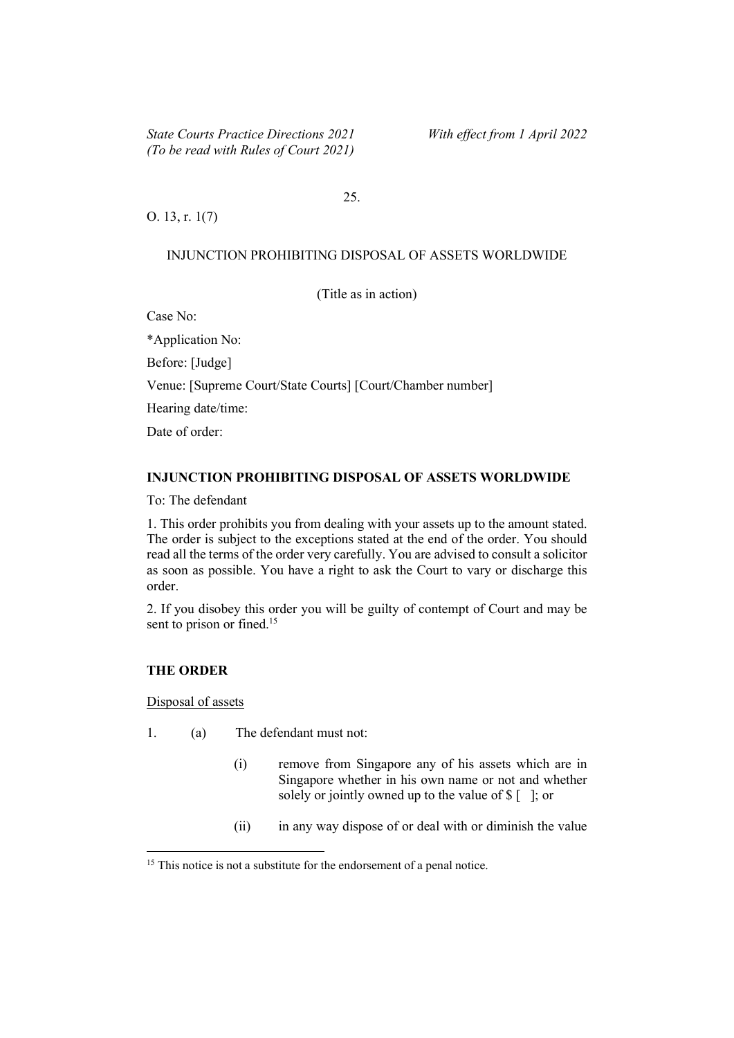25.

O. 13, r. 1(7)

INJUNCTION PROHIBITING DISPOSAL OF ASSETS WORLDWIDE

(Title as in action)

Case No:

*Application No:

Before: [Judge]

Venue: [Supreme Court/State Courts] [Court/Chamber number]

Hearing date/time:

Date of order:

**INJUNCTION PROHIBITING DISPOSAL OF ASSETS WORLDWIDE**

To: The defendant

1. This order prohibits you from dealing with your assets up to the amount stated. The order is subject to the exceptions stated at the end of the order. You should read all the terms of the order very carefully. You are advised to consult a solicitor as soon as possible. You have a right to ask the Court to vary or discharge this order.

2. If you disobey this order you will be guilty of contempt of Court and may be sent to prison or fined.[15]

**THE ORDER**

Disposal of assets

1. (a) The defendant must not:

   (i) remove from Singapore any of his assets which are in Singapore whether in his own name or not and whether solely or jointly owned up to the value of $ [ ]; or

   (ii) in any way dispose of or deal with or diminish the value

[15] This notice is not a substitute for the endorsement of a penal notice.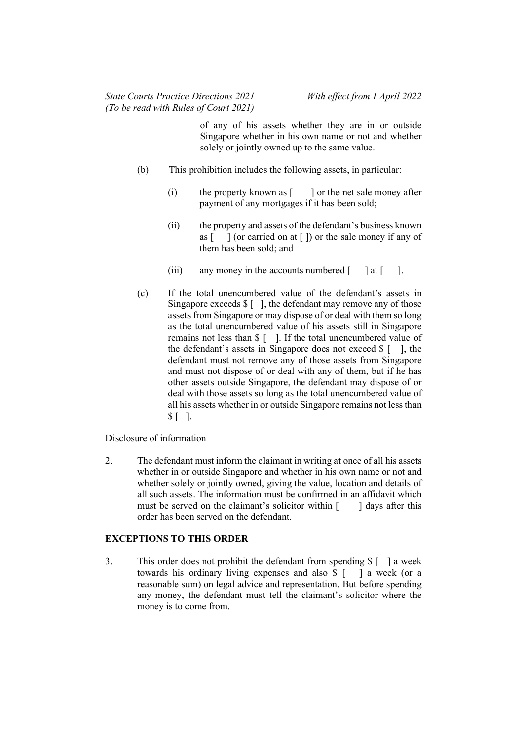of any of his assets whether they are in or outside Singapore whether in his own name or not and whether solely or jointly owned up to the same value.

(b) This prohibition includes the following assets, in particular:

(i) the property known as [ ] or the net sale money after payment of any mortgages if it has been sold;

(ii) the property and assets of the defendant's business known as [ ] (or carried on at [ ]) or the sale money if any of them has been sold; and

(iii) any money in the accounts numbered [ ] at [ ].

(c) If the total unencumbered value of the defendant's assets in Singapore exceeds $ [ ], the defendant may remove any of those assets from Singapore or may dispose of or deal with them so long as the total unencumbered value of his assets still in Singapore remains not less than $ [ ]. If the total unencumbered value of the defendant's assets in Singapore does not exceed $ [ ], the defendant must not remove any of those assets from Singapore and must not dispose of or deal with any of them, but if he has other assets outside Singapore, the defendant may dispose of or deal with those assets so long as the total unencumbered value of all his assets whether in or outside Singapore remains not less than $ [ ].

Disclosure of information

2. The defendant must inform the claimant in writing at once of all his assets whether in or outside Singapore and whether in his own name or not and whether solely or jointly owned, giving the value, location and details of all such assets. The information must be confirmed in an affidavit which must be served on the claimant's solicitor within [ ] days after this order has been served on the defendant.

**EXCEPTIONS TO THIS ORDER**

3. This order does not prohibit the defendant from spending $ [ ] a week towards his ordinary living expenses and also $ [ ] a week (or a reasonable sum) on legal advice and representation. But before spending any money, the defendant must tell the claimant's solicitor where the money is to come from.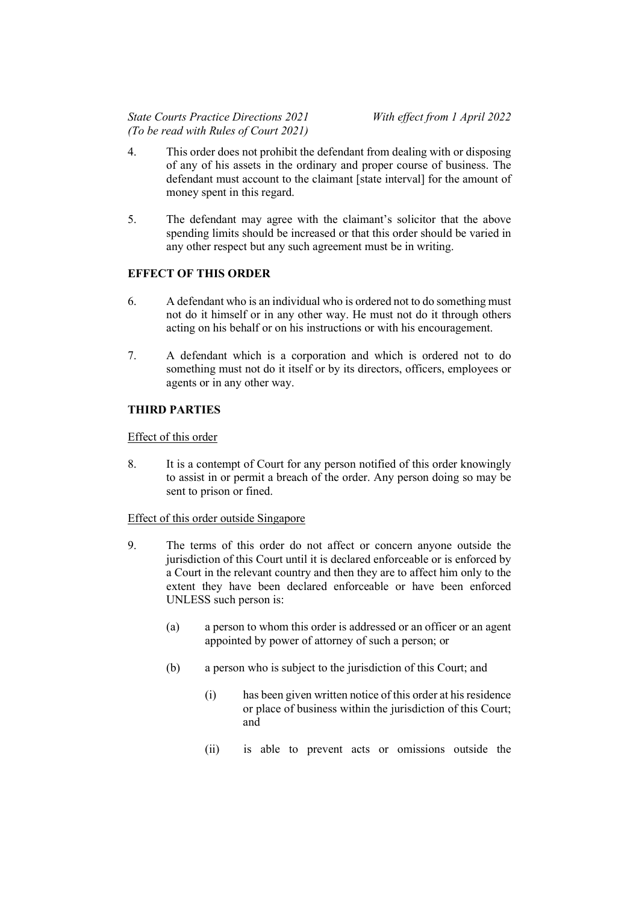4. This order does not prohibit the defendant from dealing with or disposing of any of his assets in the ordinary and proper course of business. The defendant must account to the claimant [state interval] for the amount of money spent in this regard.

5. The defendant may agree with the claimant's solicitor that the above spending limits should be increased or that this order should be varied in any other respect but any such agreement must be in writing.

**EFFECT OF THIS ORDER**

6. A defendant who is an individual who is ordered not to do something must not do it himself or in any other way. He must not do it through others acting on his behalf or on his instructions or with his encouragement.

7. A defendant which is a corporation and which is ordered not to do something must not do it itself or by its directors, officers, employees or agents or in any other way.

**THIRD PARTIES**

Effect of this order

8. It is a contempt of Court for any person notified of this order knowingly to assist in or permit a breach of the order. Any person doing so may be sent to prison or fined.

Effect of this order outside Singapore

9. The terms of this order do not affect or concern anyone outside the jurisdiction of this Court until it is declared enforceable or is enforced by a Court in the relevant country and then they are to affect him only to the extent they have been declared enforceable or have been enforced UNLESS such person is:

   (a) a person to whom this order is addressed or an officer or an agent appointed by power of attorney of such a person; or

   (b) a person who is subject to the jurisdiction of this Court; and

      (i) has been given written notice of this order at his residence or place of business within the jurisdiction of this Court; and

      (ii) is able to prevent acts or omissions outside the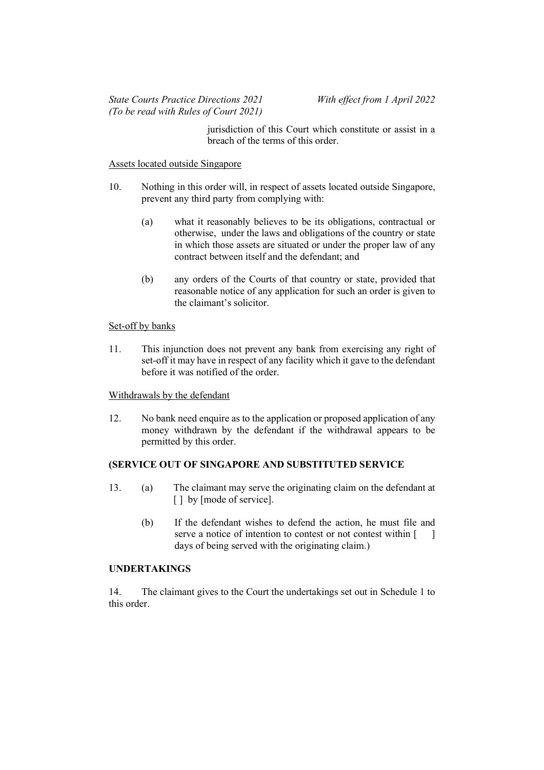jurisdiction of this Court which constitute or assist in a breach of the terms of this order.

Assets located outside Singapore

10. Nothing in this order will, in respect of assets located outside Singapore, prevent any third party from complying with:

    (a) what it reasonably believes to be its obligations, contractual or otherwise, under the laws and obligations of the country or state in which those assets are situated or under the proper law of any contract between itself and the defendant; and

    (b) any orders of the Courts of that country or state, provided that reasonable notice of any application for such an order is given to the claimant's solicitor.

Set-off by banks

11. This injunction does not prevent any bank from exercising any right of set-off it may have in respect of any facility which it gave to the defendant before it was notified of the order.

Withdrawals by the defendant

12. No bank need enquire as to the application or proposed application of any money withdrawn by the defendant if the withdrawal appears to be permitted by this order.

**(SERVICE OUT OF SINGAPORE AND SUBSTITUTED SERVICE**

13. (a) The claimant may serve the originating claim on the defendant at [ ] by [mode of service].

    (b) If the defendant wishes to defend the action, he must file and serve a notice of intention to contest or not contest within [ ] days of being served with the originating claim.)

**UNDERTAKINGS**

14. The claimant gives to the Court the undertakings set out in Schedule 1 to this order.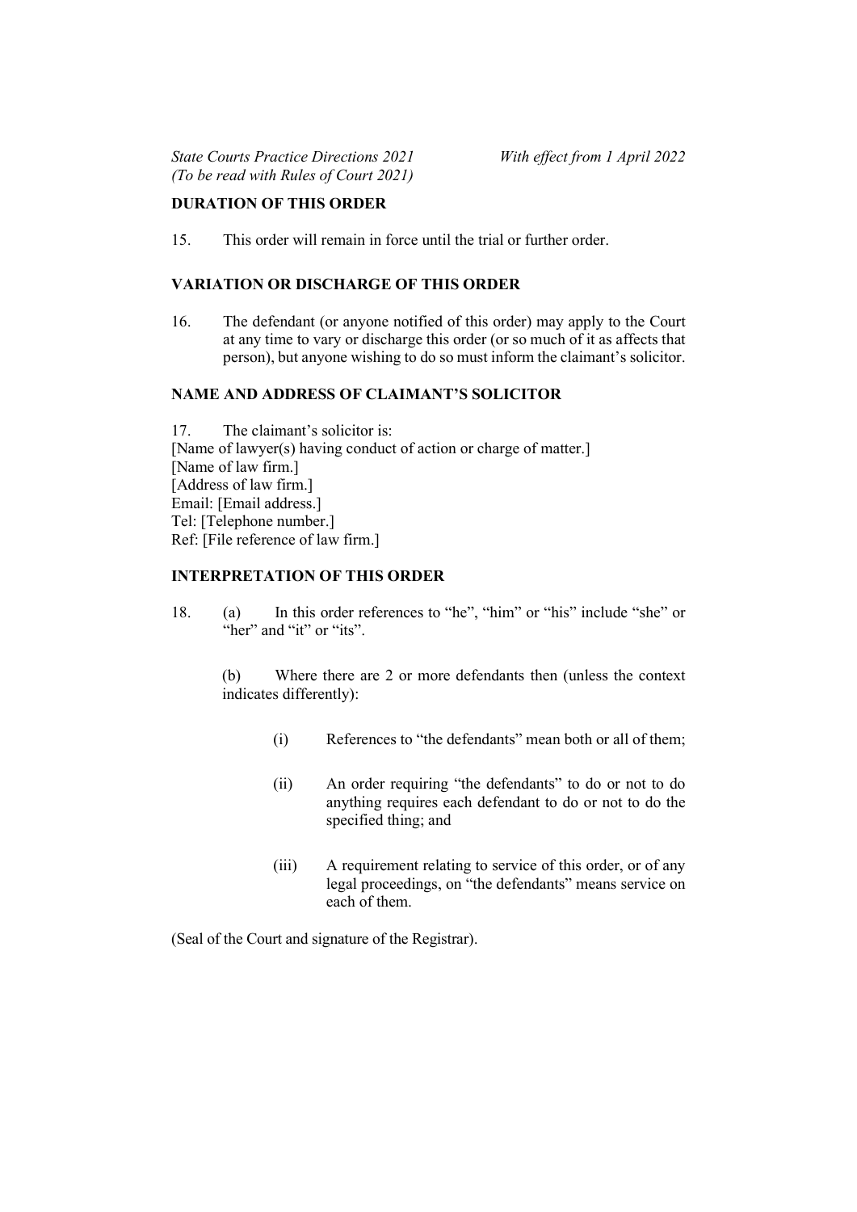**DURATION OF THIS ORDER**

15. This order will remain in force until the trial or further order.

**VARIATION OR DISCHARGE OF THIS ORDER**

16. The defendant (or anyone notified of this order) may apply to the Court at any time to vary or discharge this order (or so much of it as affects that person), but anyone wishing to do so must inform the claimant's solicitor.

**NAME AND ADDRESS OF CLAIMANT'S SOLICITOR**

17. The claimant's solicitor is:
[Name of lawyer(s) having conduct of action or charge of matter.]
[Name of law firm.]
[Address of law firm.]
Email: [Email address.]
Tel: [Telephone number.]
Ref: [File reference of law firm.]

**INTERPRETATION OF THIS ORDER**

18. (a) In this order references to "he", "him" or "his" include "she" or "her" and "it" or "its".

(b) Where there are 2 or more defendants then (unless the context indicates differently):

(i) References to "the defendants" mean both or all of them;

(ii) An order requiring "the defendants" to do or not to do anything requires each defendant to do or not to do the specified thing; and

(iii) A requirement relating to service of this order, or of any legal proceedings, on "the defendants" means service on each of them.

(Seal of the Court and signature of the Registrar).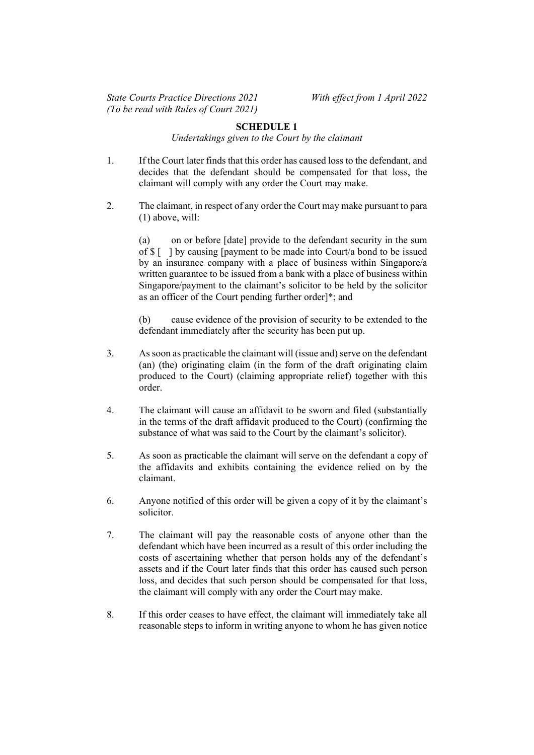**SCHEDULE 1**

*Undertakings given to the Court by the claimant*

1. If the Court later finds that this order has caused loss to the defendant, and decides that the defendant should be compensated for that loss, the claimant will comply with any order the Court may make.

2. The claimant, in respect of any order the Court may make pursuant to para (1) above, will:

   (a) on or before [date] provide to the defendant security in the sum of $ [ ] by causing [payment to be made into Court/a bond to be issued by an insurance company with a place of business within Singapore/a written guarantee to be issued from a bank with a place of business within Singapore/payment to the claimant's solicitor to be held by the solicitor as an officer of the Court pending further order]*; and

   (b) cause evidence of the provision of security to be extended to the defendant immediately after the security has been put up.

3. As soon as practicable the claimant will (issue and) serve on the defendant (an) (the) originating claim (in the form of the draft originating claim produced to the Court) (claiming appropriate relief) together with this order.

4. The claimant will cause an affidavit to be sworn and filed (substantially in the terms of the draft affidavit produced to the Court) (confirming the substance of what was said to the Court by the claimant's solicitor).

5. As soon as practicable the claimant will serve on the defendant a copy of the affidavits and exhibits containing the evidence relied on by the claimant.

6. Anyone notified of this order will be given a copy of it by the claimant's solicitor.

7. The claimant will pay the reasonable costs of anyone other than the defendant which have been incurred as a result of this order including the costs of ascertaining whether that person holds any of the defendant's assets and if the Court later finds that this order has caused such person loss, and decides that such person should be compensated for that loss, the claimant will comply with any order the Court may make.

8. If this order ceases to have effect, the claimant will immediately take all reasonable steps to inform in writing anyone to whom he has given notice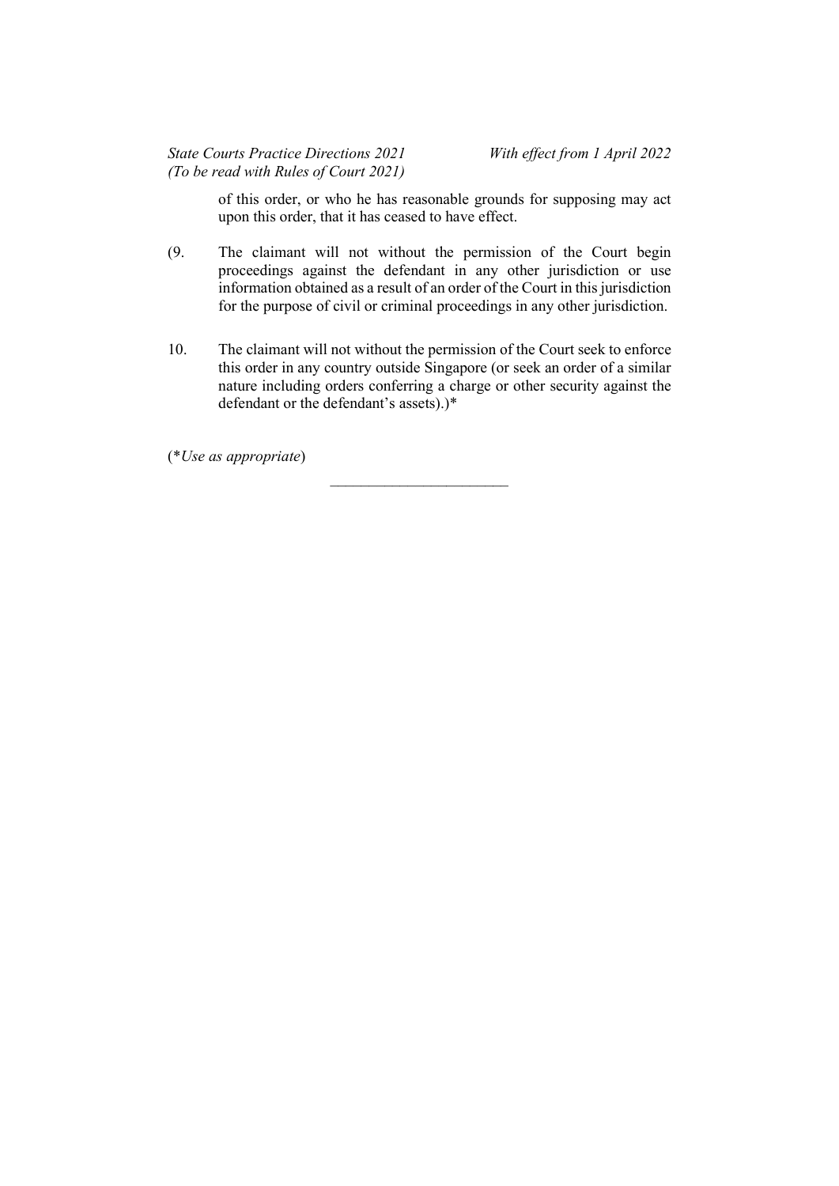of this order, or who he has reasonable grounds for supposing may act upon this order, that it has ceased to have effect.

(9. The claimant will not without the permission of the Court begin proceedings against the defendant in any other jurisdiction or use information obtained as a result of an order of the Court in this jurisdiction for the purpose of civil or criminal proceedings in any other jurisdiction.

10. The claimant will not without the permission of the Court seek to enforce this order in any country outside Singapore (or seek an order of a similar nature including orders conferring a charge or other security against the defendant or the defendant's assets).)*

(**Use as appropriate*)

---